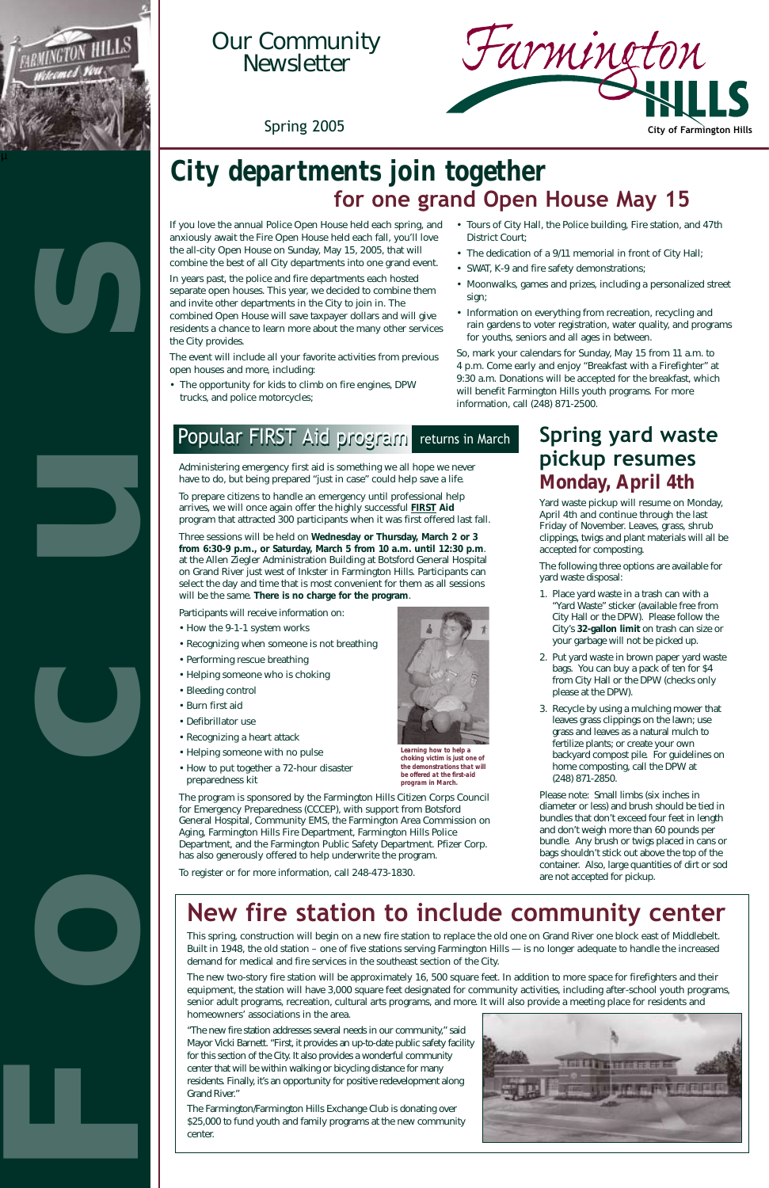# Our Community Newsletter

Spring 2005

Farmington HILLS

City of Farmington Hills

FOCUS

# City departments join together for one grand Open House May 15

If you love the annual Police Open House held each spring, and anxiously await the Fire Open House held each fall, you'll love the all-city Open House on Sunday, May 15, 2005, that will combine the best of all City departments into one grand event.

In years past, the police and fire departments each hosted separate open houses. This year, we decided to combine them and invite other departments in the City to join in. The combined Open House will save taxpayer dollars and will give residents a chance to learn more about the many other services the City provides.

The event will include all your favorite activities from previous open houses and more, including:

- The opportunity for kids to climb on fire engines, DPW trucks, and police motorcycles;
- Tours of City Hall, the Police building, Fire station, and 47th District Court;
- The dedication of a 9/11 memorial in front of City Hall;
- SWAT, K-9 and fire safety demonstrations;
- Moonwalks, games and prizes, including a personalized street sign;
- Information on everything from recreation, recycling and rain gardens to voter registration, water quality, and programs for youths, seniors and all ages in between.

So, mark your calendars for Sunday, May 15 from 11 a.m. to 4 p.m. Come early and enjoy "Breakfast with a Firefighter" at 9:30 a.m. Donations will be accepted for the breakfast, which will benefit Farmington Hills youth programs. For more information, call (248) 871-2500.

## Popular FIRST Aid program returns in March

Administering emergency first aid is something we all hope we never have to do, but being prepared "just in case" could help save a life.

To prepare citizens to handle an emergency until professional help arrives, we will once again offer the highly successful **FIRST Aid** program that attracted 300 participants when it was first offered last fall.

Three sessions will be held on **Wednesday or Thursday, March 2 or 3 from 6:30-9 p.m., or Saturday, March 5 from 10 a.m. until 12:30 p.m.** at the Allen Ziegler Administration Building at Botsford General Hospital on Grand River just west of Inkster in Farmington Hills. Participants can select the day and time that is most convenient for them as all sessions will be the same. **There is no charge for the program**.

Participants will receive information on:

- How the 9-1-1 system works
- Recognizing when someone is not breathing
- Performing rescue breathing
- Helping someone who is choking
- Bleeding control
- Burn first aid
- Defibrillator use
- Recognizing a heart attack
- Helping someone with no pulse
- How to put together a 72-hour disaster preparedness kit

Learning how to help a choking victim is just one of the demonstrations that will be offered at the first-aid program in March.

The program is sponsored by the Farmington Hills Citizen Corps Council for Emergency Preparedness (CCCEP), with support from Botsford General Hospital, Community EMS, the Farmington Area Commission on Aging, Farmington Hills Fire Department, Farmington Hills Police Department, and the Farmington Public Safety Department. Pfizer Corp. has also generously offered to help underwrite the program.

To register or for more information, call 248-473-1830.

## Spring yard waste pickup resumes Monday, April 4th

Yard waste pickup will resume on Monday, April 4th and continue through the last Friday of November. Leaves, grass, shrub clippings, twigs and plant materials will all be accepted for composting.

The following three options are available for yard waste disposal:

1. Place yard waste in a trash can with a "Yard Waste" sticker (available free from City Hall or the DPW). Please follow the City's **32-gallon limit** on trash can size or your garbage will not be picked up.
2. Put yard waste in brown paper yard waste bags. You can buy a pack of ten for $4 from City Hall or the DPW (checks only please at the DPW).
3. Recycle by using a mulching mower that leaves grass clippings on the lawn; use grass and leaves as a natural mulch to fertilize plants; or create your own backyard compost pile. For guidelines on home composting, call the DPW at (248) 871-2850.

Please note: Small limbs (six inches in diameter or less) and brush should be tied in bundles that don't exceed four feet in length and don't weigh more than 60 pounds per bundle. Any brush or twigs placed in cans or bags shouldn't stick out above the top of the container. Also, large quantities of dirt or sod are not accepted for pickup.

## New fire station to include community center

This spring, construction will begin on a new fire station to replace the old one on Grand River one block east of Middlebelt. Built in 1948, the old station – one of five stations serving Farmington Hills — is no longer adequate to handle the increased demand for medical and fire services in the southeast section of the City.

The new two-story fire station will be approximately 16, 500 square feet. In addition to more space for firefighters and their equipment, the station will have 3,000 square feet designated for community activities, including after-school youth programs, senior adult programs, recreation, cultural arts programs, and more. It will also provide a meeting place for residents and homeowners' associations in the area.

"The new fire station addresses several needs in our community," said Mayor Vicki Barnett. "First, it provides an up-to-date public safety facility for this section of the City. It also provides a wonderful community center that will be within walking or bicycling distance for many residents. Finally, it's an opportunity for positive redevelopment along Grand River."

The Farmington/Farmington Hills Exchange Club is donating over $25,000 to fund youth and family programs at the new community center.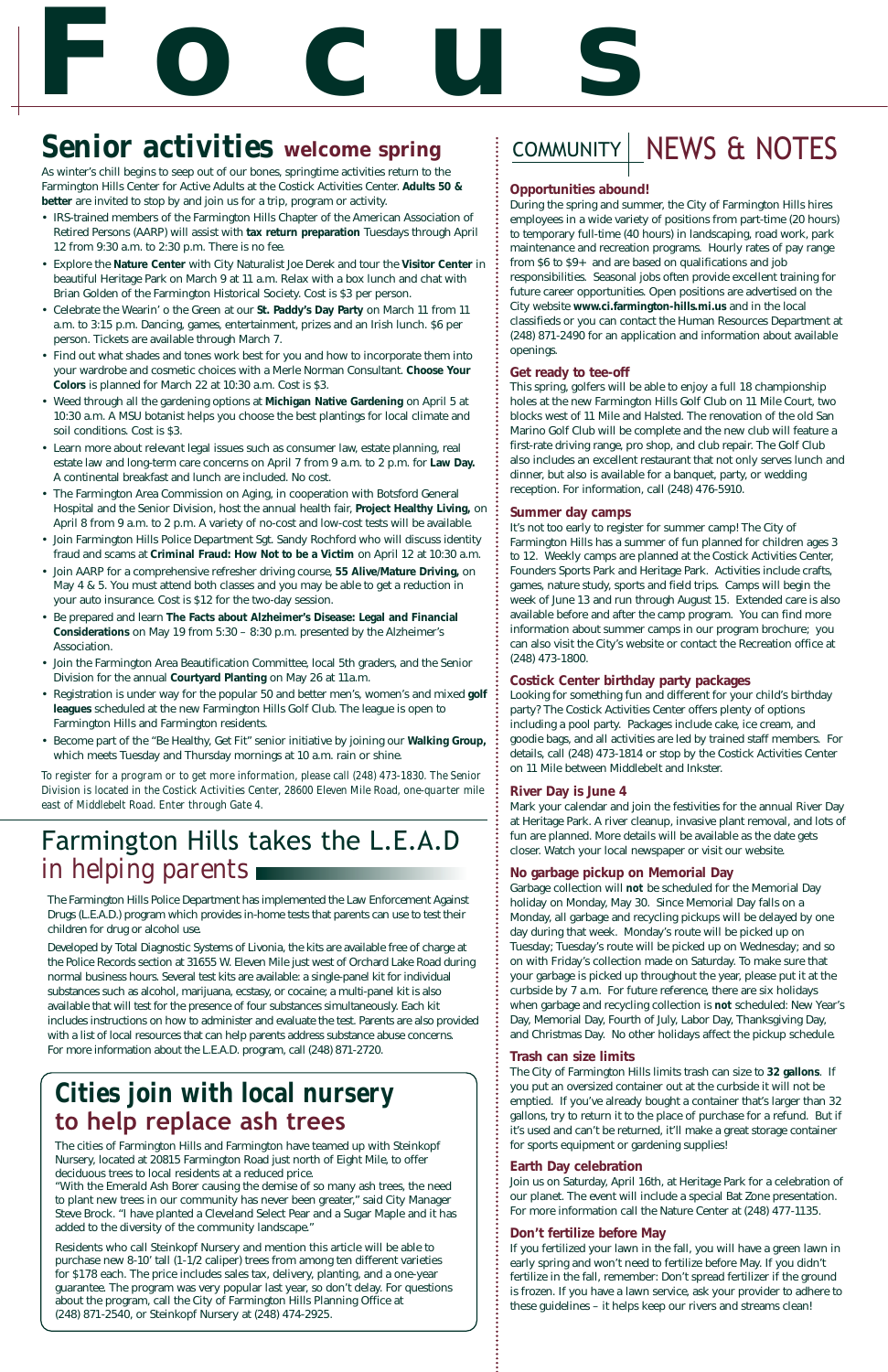# F o c u s

## Senior activities welcome spring

As winter's chill begins to seep out of our bones, springtime activities return to the Farmington Hills Center for Active Adults at the Costick Activities Center. **Adults 50 & better** are invited to stop by and join us for a trip, program or activity.

- IRS-trained members of the Farmington Hills Chapter of the American Association of Retired Persons (AARP) will assist with **tax return preparation** Tuesdays through April 12 from 9:30 a.m. to 2:30 p.m. There is no fee.
- Explore the **Nature Center** with City Naturalist Joe Derek and tour the **Visitor Center** in beautiful Heritage Park on March 9 at 11 a.m. Relax with a box lunch and chat with Brian Golden of the Farmington Historical Society. Cost is $3 per person.
- Celebrate the Wearin' o the Green at our **St. Paddy's Day Party** on March 11 from 11 a.m. to 3:15 p.m. Dancing, games, entertainment, prizes and an Irish lunch. $6 per person. Tickets are available through March 7.
- Find out what shades and tones work best for you and how to incorporate them into your wardrobe and cosmetic choices with a Merle Norman Consultant. **Choose Your Colors** is planned for March 22 at 10:30 a.m. Cost is $3.
- Weed through all the gardening options at **Michigan Native Gardening** on April 5 at 10:30 a.m. A MSU botanist helps you choose the best plantings for local climate and soil conditions. Cost is $3.
- Learn more about relevant legal issues such as consumer law, estate planning, real estate law and long-term care concerns on April 7 from 9 a.m. to 2 p.m. for **Law Day.** A continental breakfast and lunch are included. No cost.
- The Farmington Area Commission on Aging, in cooperation with Botsford General Hospital and the Senior Division, host the annual health fair, **Project Healthy Living,** on April 8 from 9 a.m. to 2 p.m. A variety of no-cost and low-cost tests will be available.
- Join Farmington Hills Police Department Sgt. Sandy Rochford who will discuss identity fraud and scams at **Criminal Fraud: How Not to be a Victim** on April 12 at 10:30 a.m.
- Join AARP for a comprehensive refresher driving course, **55 Alive/Mature Driving,** on May 4 & 5. You must attend both classes and you may be able to get a reduction in your auto insurance. Cost is $12 for the two-day session.
- Be prepared and learn **The Facts about Alzheimer's Disease: Legal and Financial Considerations** on May 19 from 5:30 – 8:30 p.m. presented by the Alzheimer's Association.
- Join the Farmington Area Beautification Committee, local 5th graders, and the Senior Division for the annual **Courtyard Planting** on May 26 at 11a.m.
- Registration is under way for the popular 50 and better men's, women's and mixed **golf leagues** scheduled at the new Farmington Hills Golf Club. The league is open to Farmington Hills and Farmington residents.
- Become part of the "Be Healthy, Get Fit" senior initiative by joining our **Walking Group,** which meets Tuesday and Thursday mornings at 10 a.m. rain or shine.

*To register for a program or to get more information, please call (248) 473-1830. The Senior Division is located in the Costick Activities Center, 28600 Eleven Mile Road, one-quarter mile east of Middlebelt Road. Enter through Gate 4.*

## Farmington Hills takes the L.E.A.D in helping parents

The Farmington Hills Police Department has implemented the Law Enforcement Against Drugs (L.E.A.D.) program which provides in-home tests that parents can use to test their children for drug or alcohol use.

Developed by Total Diagnostic Systems of Livonia, the kits are available free of charge at the Police Records section at 31655 W. Eleven Mile just west of Orchard Lake Road during normal business hours. Several test kits are available: a single-panel kit for individual substances such as alcohol, marijuana, ecstasy, or cocaine; a multi-panel kit is also available that will test for the presence of four substances simultaneously. Each kit includes instructions on how to administer and evaluate the test. Parents are also provided with a list of local resources that can help parents address substance abuse concerns. For more information about the L.E.A.D. program, call (248) 871-2720.

## Cities join with local nursery to help replace ash trees

The cities of Farmington Hills and Farmington have teamed up with Steinkopf Nursery, located at 20815 Farmington Road just north of Eight Mile, to offer deciduous trees to local residents at a reduced price.

"With the Emerald Ash Borer causing the demise of so many ash trees, the need to plant new trees in our community has never been greater," said City Manager Steve Brock. "I have planted a Cleveland Select Pear and a Sugar Maple and it has added to the diversity of the community landscape."

Residents who call Steinkopf Nursery and mention this article will be able to purchase new 8-10' tall (1-1/2 caliper) trees from among ten different varieties for $178 each. The price includes sales tax, delivery, planting, and a one-year guarantee. The program was very popular last year, so don't delay. For questions about the program, call the City of Farmington Hills Planning Office at (248) 871-2540, or Steinkopf Nursery at (248) 474-2925.

## COMMUNITY NEWS & NOTES

### Opportunities abound!

During the spring and summer, the City of Farmington Hills hires employees in a wide variety of positions from part-time (20 hours) to temporary full-time (40 hours) in landscaping, road work, park maintenance and recreation programs. Hourly rates of pay range from $6 to $9+ and are based on qualifications and job responsibilities. Seasonal jobs often provide excellent training for future career opportunities. Open positions are advertised on the City website **www.ci.farmington-hills.mi.us** and in the local classifieds or you can contact the Human Resources Department at (248) 871-2490 for an application and information about available openings.

### Get ready to tee-off

This spring, golfers will be able to enjoy a full 18 championship holes at the new Farmington Hills Golf Club on 11 Mile Court, two blocks west of 11 Mile and Halsted. The renovation of the old San Marino Golf Club will be complete and the new club will feature a first-rate driving range, pro shop, and club repair. The Golf Club also includes an excellent restaurant that not only serves lunch and dinner, but also is available for a banquet, party, or wedding reception. For information, call (248) 476-5910.

### Summer day camps

It's not too early to register for summer camp! The City of Farmington Hills has a summer of fun planned for children ages 3 to 12. Weekly camps are planned at the Costick Activities Center, Founders Sports Park and Heritage Park. Activities include crafts, games, nature study, sports and field trips. Camps will begin the week of June 13 and run through August 15. Extended care is also available before and after the camp program. You can find more information about summer camps in our program brochure; you can also visit the City's website or contact the Recreation office at (248) 473-1800.

### Costick Center birthday party packages

Looking for something fun and different for your child's birthday party? The Costick Activities Center offers plenty of options including a pool party. Packages include cake, ice cream, and goodie bags, and all activities are led by trained staff members. For details, call (248) 473-1814 or stop by the Costick Activities Center on 11 Mile between Middlebelt and Inkster.

### River Day is June 4

Mark your calendar and join the festivities for the annual River Day at Heritage Park. A river cleanup, invasive plant removal, and lots of fun are planned. More details will be available as the date gets closer. Watch your local newspaper or visit our website.

### No garbage pickup on Memorial Day

Garbage collection will **not** be scheduled for the Memorial Day holiday on Monday, May 30. Since Memorial Day falls on a Monday, all garbage and recycling pickups will be delayed by one day during that week. Monday's route will be picked up on Tuesday; Tuesday's route will be picked up on Wednesday; and so on with Friday's collection made on Saturday. To make sure that your garbage is picked up throughout the year, please put it at the curbside by 7 a.m. For future reference, there are six holidays when garbage and recycling collection is **not** scheduled: New Year's Day, Memorial Day, Fourth of July, Labor Day, Thanksgiving Day, and Christmas Day. No other holidays affect the pickup schedule.

### Trash can size limits

The City of Farmington Hills limits trash can size to **32 gallons**. If you put an oversized container out at the curbside it will not be emptied. If you've already bought a container that's larger than 32 gallons, try to return it to the place of purchase for a refund. But if it's used and can't be returned, it'll make a great storage container for sports equipment or gardening supplies!

### Earth Day celebration

Join us on Saturday, April 16th, at Heritage Park for a celebration of our planet. The event will include a special Bat Zone presentation. For more information call the Nature Center at (248) 477-1135.

### Don't fertilize before May

If you fertilized your lawn in the fall, you will have a green lawn in early spring and won't need to fertilize before May. If you didn't fertilize in the fall, remember: Don't spread fertilizer if the ground is frozen. If you have a lawn service, ask your provider to adhere to these guidelines – it helps keep our rivers and streams clean!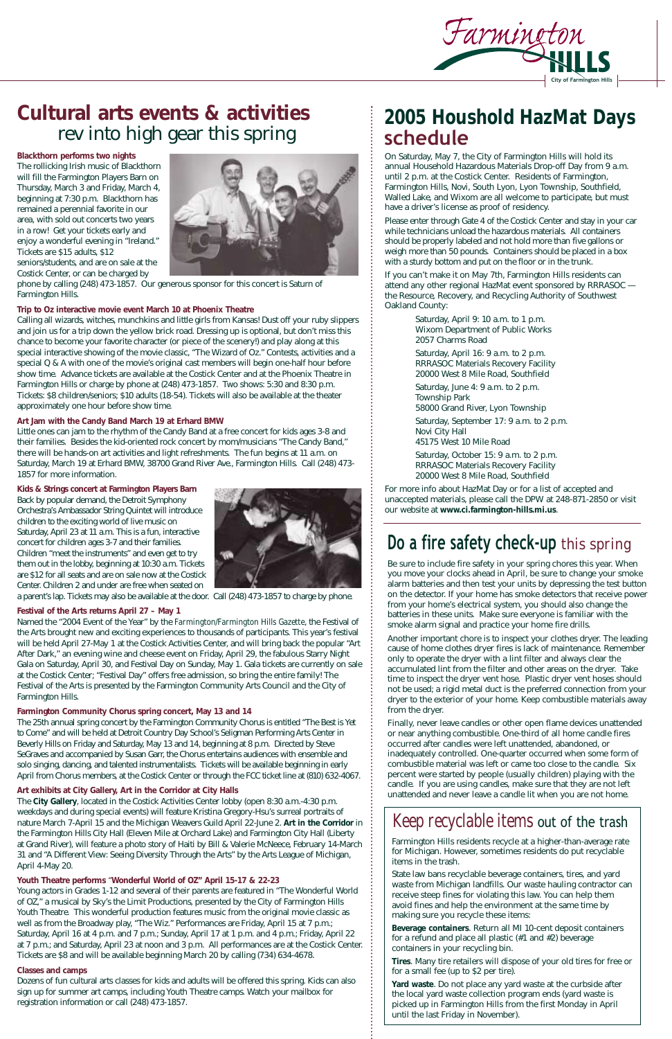# Cultural arts events & activities
## rev into high gear this spring

### Blackthorn performs two nights

The rollicking Irish music of Blackthorn will fill the Farmington Players Barn on Thursday, March 3 and Friday, March 4, beginning at 7:30 p.m. Blackthorn has remained a perennial favorite in our area, with sold out concerts two years in a row! Get your tickets early and enjoy a wonderful evening in "Ireland." Tickets are $15 adults, $12 seniors/students, and are on sale at the Costick Center, or can be charged by phone by calling (248) 473-1857. Our generous sponsor for this concert is Saturn of Farmington Hills.

### Trip to Oz interactive movie event March 10 at Phoenix Theatre

Calling all wizards, witches, munchkins and little girls from Kansas! Dust off your ruby slippers and join us for a trip down the yellow brick road. Dressing up is optional, but don't miss this chance to become your favorite character (or piece of the scenery!) and play along at this special interactive showing of the movie classic, "The Wizard of Oz." Contests, activities and a special Q & A with one of the movie's original cast members will begin one-half hour before show time. Advance tickets are available at the Costick Center and at the Phoenix Theatre in Farmington Hills or charge by phone at (248) 473-1857. Two shows: 5:30 and 8:30 p.m. Tickets: $8 children/seniors; $10 adults (18-54). Tickets will also be available at the theater approximately one hour before show time.

### Art Jam with the Candy Band March 19 at Erhard BMW

Little ones can jam to the rhythm of the Candy Band at a free concert for kids ages 3-8 and their families. Besides the kid-oriented rock concert by mom/musicians "The Candy Band," there will be hands-on art activities and light refreshments. The fun begins at 11 a.m. on Saturday, March 19 at Erhard BMW, 38700 Grand River Ave., Farmington Hills. Call (248) 473-1857 for more information.

### Kids & Strings concert at Farmington Players Barn

Back by popular demand, the Detroit Symphony Orchestra's Ambassador String Quintet will introduce children to the exciting world of live music on Saturday, April 23 at 11 a.m. This is a fun, interactive concert for children ages 3-7 and their families. Children "meet the instruments" and even get to try them out in the lobby, beginning at 10:30 a.m. Tickets are $12 for all seats and are on sale now at the Costick Center. Children 2 and under are free when seated on a parent's lap. Tickets may also be available at the door. Call (248) 473-1857 to charge by phone.

### Festival of the Arts returns April 27 – May 1

Named the "2004 Event of the Year" by the *Farmington/Farmington Hills Gazette*, the Festival of the Arts brought new and exciting experiences to thousands of participants. This year's festival will be held April 27-May 1 at the Costick Activities Center, and will bring back the popular "Art After Dark," an evening wine and cheese event on Friday, April 29, the fabulous Starry Night Gala on Saturday, April 30, and Festival Day on Sunday, May 1. Gala tickets are currently on sale at the Costick Center; "Festival Day" offers free admission, so bring the entire family! The Festival of the Arts is presented by the Farmington Community Arts Council and the City of Farmington Hills.

### Farmington Community Chorus spring concert, May 13 and 14

The 25th annual spring concert by the Farmington Community Chorus is entitled "The Best is Yet to Come" and will be held at Detroit Country Day School's Seligman Performing Arts Center in Beverly Hills on Friday and Saturday, May 13 and 14, beginning at 8 p.m. Directed by Steve SeGraves and accompanied by Susan Garr, the Chorus entertains audiences with ensemble and solo singing, dancing, and talented instrumentalists. Tickets will be available beginning in early April from Chorus members, at the Costick Center or through the FCC ticket line at (810) 632-4067.

### Art exhibits at City Gallery, Art in the Corridor at City Halls

The **City Gallery**, located in the Costick Activities Center lobby (open 8:30 a.m.-4:30 p.m. weekdays and during special events) will feature Kristina Gregory-Hsu's surreal portraits of nature March 7-April 15 and the Michigan Weavers Guild April 22-June 2. **Art in the Corridor** in the Farmington Hills City Hall (Eleven Mile at Orchard Lake) and Farmington City Hall (Liberty at Grand River), will feature a photo story of Haiti by Bill & Valerie McNeece, February 14-March 31 and "A Different View: Seeing Diversity Through the Arts" by the Arts League of Michigan, April 4-May 20.

### Youth Theatre performs "Wonderful World of OZ" April 15-17 & 22-23

Young actors in Grades 1-12 and several of their parents are featured in "The Wonderful World of OZ," a musical by Sky's the Limit Productions, presented by the City of Farmington Hills Youth Theatre. This wonderful production features music from the original movie classic as well as from the Broadway play, "The Wiz." Performances are Friday, April 15 at 7 p.m.; Saturday, April 16 at 4 p.m. and 7 p.m.; Sunday, April 17 at 1 p.m. and 4 p.m.; Friday, April 22 at 7 p.m.; and Saturday, April 23 at noon and 3 p.m. All performances are at the Costick Center. Tickets are $8 and will be available beginning March 20 by calling (734) 634-4678.

### Classes and camps

Dozens of fun cultural arts classes for kids and adults will be offered this spring. Kids can also sign up for summer art camps, including Youth Theatre camps. Watch your mailbox for registration information or call (248) 473-1857.

# 2005 Houshold HazMat Days schedule

On Saturday, May 7, the City of Farmington Hills will hold its annual Household Hazardous Materials Drop-off Day from 9 a.m. until 2 p.m. at the Costick Center. Residents of Farmington, Farmington Hills, Novi, South Lyon, Lyon Township, Southfield, Walled Lake, and Wixom are all welcome to participate, but must have a driver's license as proof of residency.

Please enter through Gate 4 of the Costick Center and stay in your car while technicians unload the hazardous materials. All containers should be properly labeled and not hold more than five gallons or weigh more than 50 pounds. Containers should be placed in a box with a sturdy bottom and put on the floor or in the trunk.

If you can't make it on May 7th, Farmington Hills residents can attend any other regional HazMat event sponsored by RRRASOC — the Resource, Recovery, and Recycling Authority of Southwest Oakland County:

Saturday, April 9: 10 a.m. to 1 p.m.
Wixom Department of Public Works
2057 Charms Road

Saturday, April 16: 9 a.m. to 2 p.m.
RRRASOC Materials Recovery Facility
20000 West 8 Mile Road, Southfield

Saturday, June 4: 9 a.m. to 2 p.m.
Township Park
58000 Grand River, Lyon Township

Saturday, September 17: 9 a.m. to 2 p.m.
Novi City Hall
45175 West 10 Mile Road

Saturday, October 15: 9 a.m. to 2 p.m.
RRRASOC Materials Recovery Facility
20000 West 8 Mile Road, Southfield

For more info about HazMat Day or for a list of accepted and unaccepted materials, please call the DPW at 248-871-2850 or visit our website at **www.ci.farmington-hills.mi.us**.

# Do a fire safety check-up this spring

Be sure to include fire safety in your spring chores this year. When you move your clocks ahead in April, be sure to change your smoke alarm batteries and then test your units by depressing the test button on the detector. If your home has smoke detectors that receive power from your home's electrical system, you should also change the batteries in these units. Make sure everyone is familiar with the smoke alarm signal and practice your home fire drills.

Another important chore is to inspect your clothes dryer. The leading cause of home clothes dryer fires is lack of maintenance. Remember only to operate the dryer with a lint filter and always clear the accumulated lint from the filter and other areas on the dryer. Take time to inspect the dryer vent hose. Plastic dryer vent hoses should not be used; a rigid metal duct is the preferred connection from your dryer to the exterior of your home. Keep combustible materials away from the dryer.

Finally, never leave candles or other open flame devices unattended or near anything combustible. One-third of all home candle fires occurred after candles were left unattended, abandoned, or inadequately controlled. One-quarter occurred when some form of combustible material was left or came too close to the candle. Six percent were started by people (usually children) playing with the candle. If you are using candles, make sure that they are not left unattended and never leave a candle lit when you are not home.

# Keep recyclable items out of the trash

Farmington Hills residents recycle at a higher-than-average rate for Michigan. However, sometimes residents do put recyclable items in the trash.

State law bans recyclable beverage containers, tires, and yard waste from Michigan landfills. Our waste hauling contractor can receive steep fines for violating this law. You can help them avoid fines and help the environment at the same time by making sure you recycle these items:

**Beverage containers**. Return all MI 10-cent deposit containers for a refund and place all plastic (#1 and #2) beverage containers in your recycling bin.

**Tires**. Many tire retailers will dispose of your old tires for free or for a small fee (up to $2 per tire).

**Yard waste**. Do not place any yard waste at the curbside after the local yard waste collection program ends (yard waste is picked up in Farmington Hills from the first Monday in April until the last Friday in November).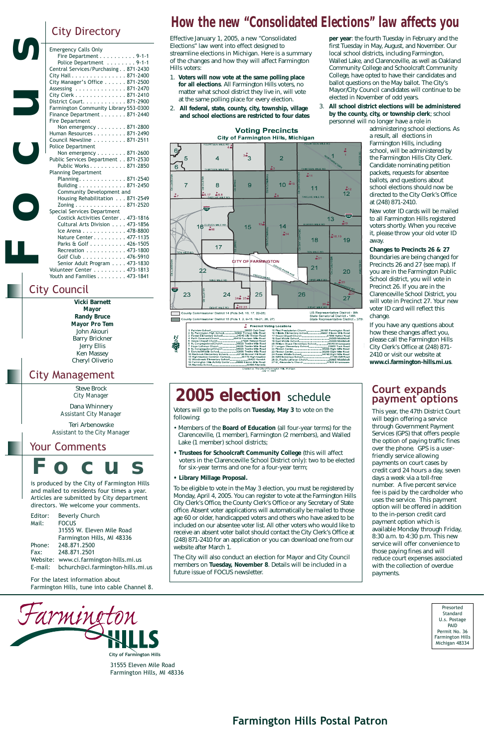# City Directory

| | |
|---|---|
| Emergency Calls Only | |
| Fire Department | 9-1-1 |
| Police Department | 9-1-1 |
| Central Services/Purchasing | 871-2430 |
| City Hall | 871-2400 |
| City Manager's Office | 871-2500 |
| Assessing | 871-2470 |
| City Clerk | 871-2410 |
| District Court | 871-2900 |
| Farmington Community Library | 553-0300 |
| Finance Department | 871-2440 |
| Fire Department | |
| Non emergency | 871-2800 |
| Human Resources | 871-2490 |
| Council Newsline | 871-2511 |
| Police Department | |
| Non emergency | 871-2600 |
| Public Services Department | 871-2530 |
| Public Works | 871-2850 |
| Planning Department | |
| Planning | 871-2540 |
| Building | 871-2450 |
| Community Development and Housing Rehabilitation | 871-2549 |
| Zoning | 871-2520 |
| Special Services Department | |
| Costick Activities Center | 473-1816 |
| Cultural Arts Division | 473-1856 |
| Ice Arena | 478-8800 |
| Nature Center | 477-1135 |
| Parks & Golf | 426-1505 |
| Recreation | 473-1800 |
| Golf Club | 476-5910 |
| Senior Adult Program | 473-1830 |
| Volunteer Center | 473-1813 |
| Youth and Families | 473-1841 |

# City Council

**Vicki Barnett**
**Mayor**
**Randy Bruce**
**Mayor Pro Tem**
John Akouri
Barry Brickner
Jerry Ellis
Ken Massey
Cheryl Oliverio

# City Management

Steve Brock
City Manager

Dana Whinnery
Assistant City Manager

Teri Arbenowske
Assistant to the City Manager

# Your Comments

**Focus** is produced by the City of Farmington Hills and mailed to residents four times a year. Articles are submitted by City department directors. We welcome your comments.

Editor: Beverly Church
Mail: FOCUS
31555 W. Eleven Mile Road
Farmington Hills, MI 48336
Phone: 248.871.2500
Fax: 248.871.2501
Website: www.ci.farmington-hills.mi.us
E-mail: bchurch@ci.farmington-hills.mi.us

For the latest information about Farmington Hills, tune into cable Channel 8.

# How the new "Consolidated Elections" law affects you

Effective January 1, 2005, a new "Consolidated Elections" law went into effect designed to streamline elections in Michigan. Here is a summary of the changes and how they will affect Farmington Hills voters:

1. **Voters will now vote at the same polling place for all elections.** All Farmington Hills voters, no matter what school district they live in, will vote at the same polling place for every election.
2. **All federal, state, county, city, township, village and school elections are restricted to four dates per year**: the fourth Tuesday in February and the first Tuesday in May, August, and November. Our local school districts, including Farmington, Walled Lake, and Clarenceville, as well as Oakland Community College and Schoolcraft Community College, have opted to have their candidates and ballot questions on the May ballot. The City's Mayor/City Council candidates will continue to be elected in November of odd years.
3. **All school district elections will be administered by the county, city, or township clerk**; school personnel will no longer have a role in administering school elections. As a result, all elections in Farmington Hills, including school, will be administered by the Farmington Hills City Clerk. Candidate nominating petition packets, requests for absentee ballots, and questions about school elections should now be directed to the City Clerk's Office at (248) 871-2410.

New voter ID cards will be mailed to all Farmington Hills registered voters shortly. When you receive it, please throw your old voter ID away.

**Changes to Precincts 26 & 27**
Boundaries are being changed for Precincts 26 and 27 (see map). If you are in the Farmington Public School district, you will vote in Precinct 26. If you are in the Clarenceville School District, you will vote in Precinct 27. Your new voter ID card will reflect this change.

If you have any questions about how these changes affect you, please call the Farmington Hills City Clerk's Office at (248) 871-2410 or visit our website at **www.ci.farmington-hills.mi.us**.

**Voting Precincts**
**City of Farmington Hills, Michigan**

County Commissioner District 14 (Pcts 3-8, 16, 17, 22-25)
County Commissioner District 15 (Pcts 1, 2, 9-15, 18-21, 26, 27)
US Representative District - 9th
State Senatorial District - 14th
State Representative District - 37th

**Precinct Voting Locations**

# 2005 election schedule

Voters will go to the polls on **Tuesday, May 3** to vote on the following:

- Members of the **Board of Education** (all four-year terms) for the Clarenceville (1 member), Farmington (2 members), and Walled Lake (1 member) school districts;
- **Trustees for Schoolcraft Community College** (this will affect voters in the Clarenceville School District only): two to be elected for six-year terms and one for a four-year term;
- **Library Millage Proposal.**

To be eligible to vote in the May 3 election, you must be registered by Monday, April 4, 2005. You can register to vote at the Farmington Hills City Clerk's Office, the County Clerk's Office or any Secretary of State office. Absent voter applications will automatically be mailed to those age 60 or older, handicapped voters and others who have asked to be included on our absentee voter list. All other voters who would like to receive an absent voter ballot should contact the City Clerk's Office at (248) 871-2410 for an application or you can download one from our website after March 1.

The City will also conduct an election for Mayor and City Council members on **Tuesday, November 8**. Details will be included in a future issue of FOCUS newsletter.

# Court expands payment options

This year, the 47th District Court will begin offering a service through Government Payment Services (GPS) that offers people the option of paying traffic fines over the phone. GPS is a user-friendly service allowing payments on court cases by credit card 24 hours a day, seven days a week via a toll-free number. A five percent service fee is paid by the cardholder who uses the service. This payment option will be offered in addition to the in-person credit card payment option which is available Monday through Friday, 8:30 a.m. to 4:30 p.m. This new service will offer convenience to those paying fines and will reduce court expenses associated with the collection of overdue payments.

Farmington Hills
City of Farmington Hills
31555 Eleven Mile Road
Farmington Hills, MI 48336

Presorted Standard
U.s. Postage
PAID
Permit No. 36
Farmington Hills
Michigan 48334

**Farmington Hills Postal Patron**